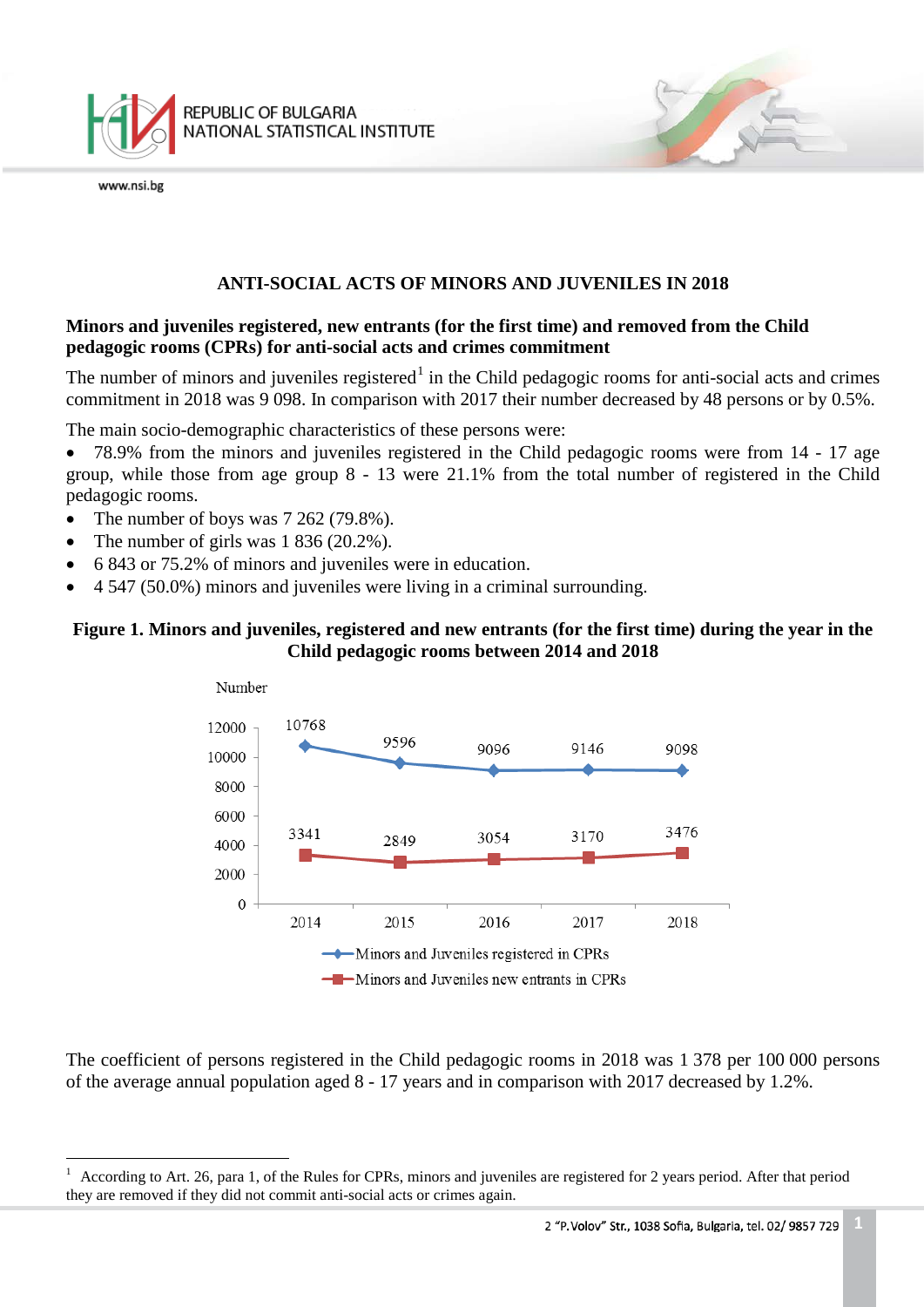# ANTI-SOCIAL ACTS OF MINORS AND JUVENILES IN 2018

## Minors and juveniles registered, new entrants (for the first time) and removed from the Child pedagogic rooms (CPRs) for anti-social acts and crimes commitment

The number of minors and juveniles registered[1] in the Child pedagogic rooms for anti-social acts and crimes commitment in 2018 was 9 098. In comparison with 2017 their number decreased by 48 persons or by 0.5%.

The main socio-demographic characteristics of these persons were:

- 78.9% from the minors and juveniles registered in the Child pedagogic rooms were from 14 - 17 age group, while those from age group 8 - 13 were 21.1% from the total number of registered in the Child pedagogic rooms.
- The number of boys was 7 262 (79.8%).
- The number of girls was 1 836 (20.2%).
- 6 843 or 75.2% of minors and juveniles were in education.
- 4 547 (50.0%) minors and juveniles were living in a criminal surrounding.

**Figure 1. Minors and juveniles, registered and new entrants (for the first time) during the year in the Child pedagogic rooms between 2014 and 2018**

| Number | 2014 | 2015 | 2016 | 2017 | 2018 |
|---|---|---|---|---|---|
| Minors and Juveniles registered in CPRs | 10768 | 9596 | 9096 | 9146 | 9098 |
| Minors and Juveniles new entrants in CPRs | 3341 | 2849 | 3054 | 3170 | 3476 |

The coefficient of persons registered in the Child pedagogic rooms in 2018 was 1 378 per 100 000 persons of the average annual population aged 8 - 17 years and in comparison with 2017 decreased by 1.2%.

---

[1] According to Art. 26, para 1, of the Rules for CPRs, minors and juveniles are registered for 2 years period. After that period they are removed if they did not commit anti-social acts or crimes again.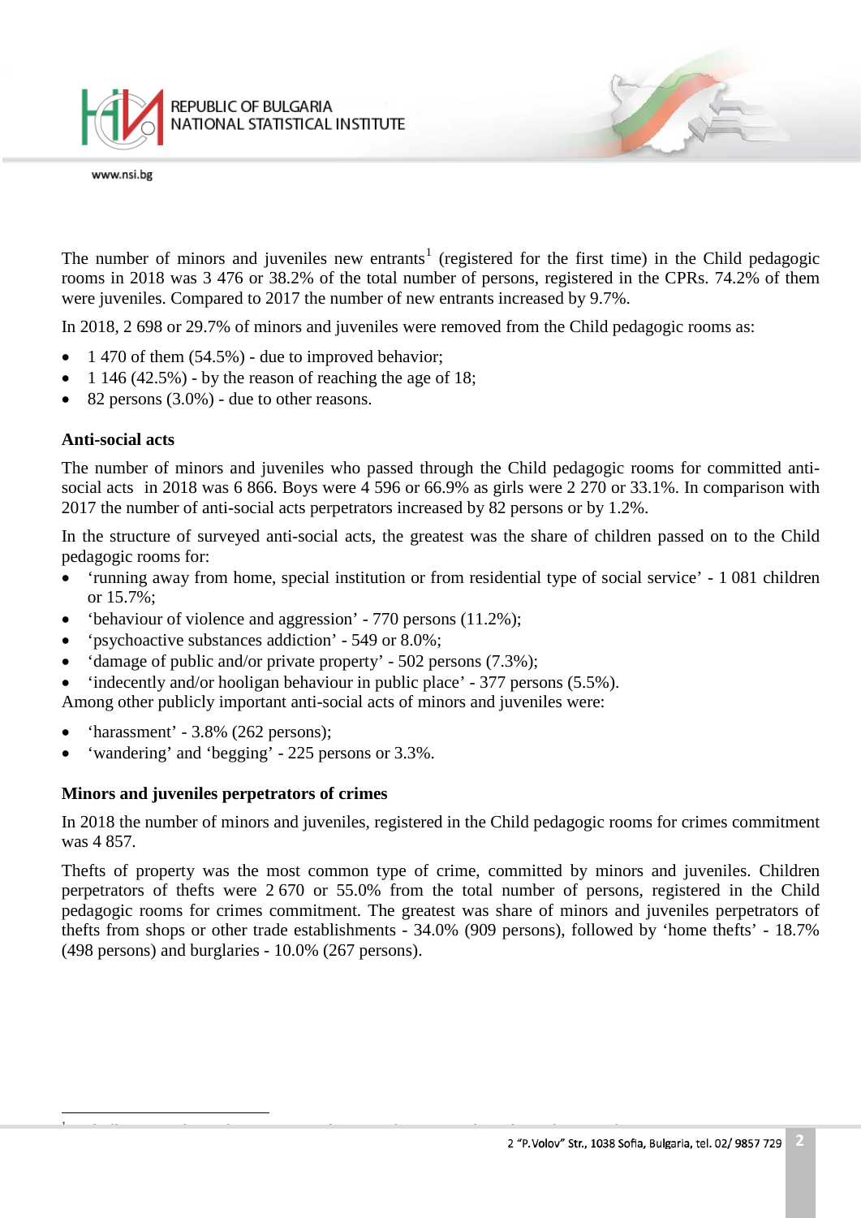The number of minors and juveniles new entrants[1] (registered for the first time) in the Child pedagogic rooms in 2018 was 3 476 or 38.2% of the total number of persons, registered in the CPRs. 74.2% of them were juveniles. Compared to 2017 the number of new entrants increased by 9.7%.

In 2018, 2 698 or 29.7% of minors and juveniles were removed from the Child pedagogic rooms as:

- 1 470 of them (54.5%) - due to improved behavior;
- 1 146 (42.5%) - by the reason of reaching the age of 18;
- 82 persons (3.0%) - due to other reasons.

**Anti-social acts**

The number of minors and juveniles who passed through the Child pedagogic rooms for committed anti-social acts in 2018 was 6 866. Boys were 4 596 or 66.9% as girls were 2 270 or 33.1%. In comparison with 2017 the number of anti-social acts perpetrators increased by 82 persons or by 1.2%.

In the structure of surveyed anti-social acts, the greatest was the share of children passed on to the Child pedagogic rooms for:

- 'running away from home, special institution or from residential type of social service' - 1 081 children or 15.7%;
- 'behaviour of violence and aggression' - 770 persons (11.2%);
- 'psychoactive substances addiction' - 549 or 8.0%;
- 'damage of public and/or private property' - 502 persons (7.3%);
- 'indecently and/or hooligan behaviour in public place' - 377 persons (5.5%).

Among other publicly important anti-social acts of minors and juveniles were:

- 'harassment' - 3.8% (262 persons);
- 'wandering' and 'begging' - 225 persons or 3.3%.

**Minors and juveniles perpetrators of crimes**

In 2018 the number of minors and juveniles, registered in the Child pedagogic rooms for crimes commitment was 4 857.

Thefts of property was the most common type of crime, committed by minors and juveniles. Children perpetrators of thefts were 2 670 or 55.0% from the total number of persons, registered in the Child pedagogic rooms for crimes commitment. The greatest was share of minors and juveniles perpetrators of thefts from shops or other trade establishments - 34.0% (909 persons), followed by 'home thefts' - 18.7% (498 persons) and burglaries - 10.0% (267 persons).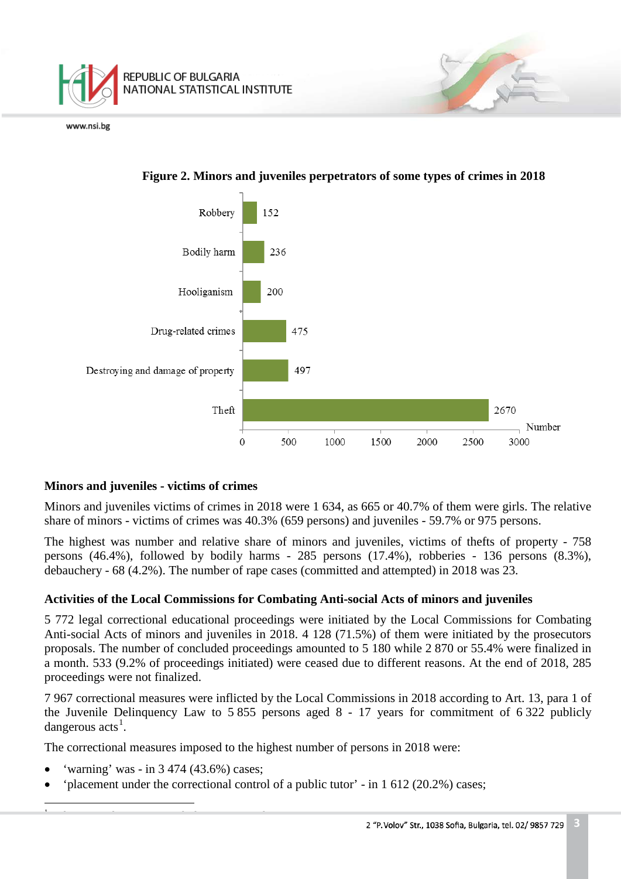**Figure 2. Minors and juveniles perpetrators of some types of crimes in 2018**

| Type of crime | Number |
|---|---|
| Robbery | 152 |
| Bodily harm | 236 |
| Hooliganism | 200 |
| Drug-related crimes | 475 |
| Destroying and damage of property | 497 |
| Theft | 2670 |

### Minors and juveniles - victims of crimes

Minors and juveniles victims of crimes in 2018 were 1 634, as 665 or 40.7% of them were girls. The relative share of minors - victims of crimes was 40.3% (659 persons) and juveniles - 59.7% or 975 persons.

The highest was number and relative share of minors and juveniles, victims of thefts of property - 758 persons (46.4%), followed by bodily harms - 285 persons (17.4%), robberies - 136 persons (8.3%), debauchery - 68 (4.2%). The number of rape cases (committed and attempted) in 2018 was 23.

### Activities of the Local Commissions for Combating Anti-social Acts of minors and juveniles

5 772 legal correctional educational proceedings were initiated by the Local Commissions for Combating Anti-social Acts of minors and juveniles in 2018. 4 128 (71.5%) of them were initiated by the prosecutors proposals. The number of concluded proceedings amounted to 5 180 while 2 870 or 55.4% were finalized in a month. 533 (9.2% of proceedings initiated) were ceased due to different reasons. At the end of 2018, 285 proceedings were not finalized.

7 967 correctional measures were inflicted by the Local Commissions in 2018 according to Art. 13, para 1 of the Juvenile Delinquency Law to 5 855 persons aged 8 - 17 years for commitment of 6 322 publicly dangerous acts[1].

The correctional measures imposed to the highest number of persons in 2018 were:

- 'warning' was - in 3 474 (43.6%) cases;
- 'placement under the correctional control of a public tutor' - in 1 612 (20.2%) cases;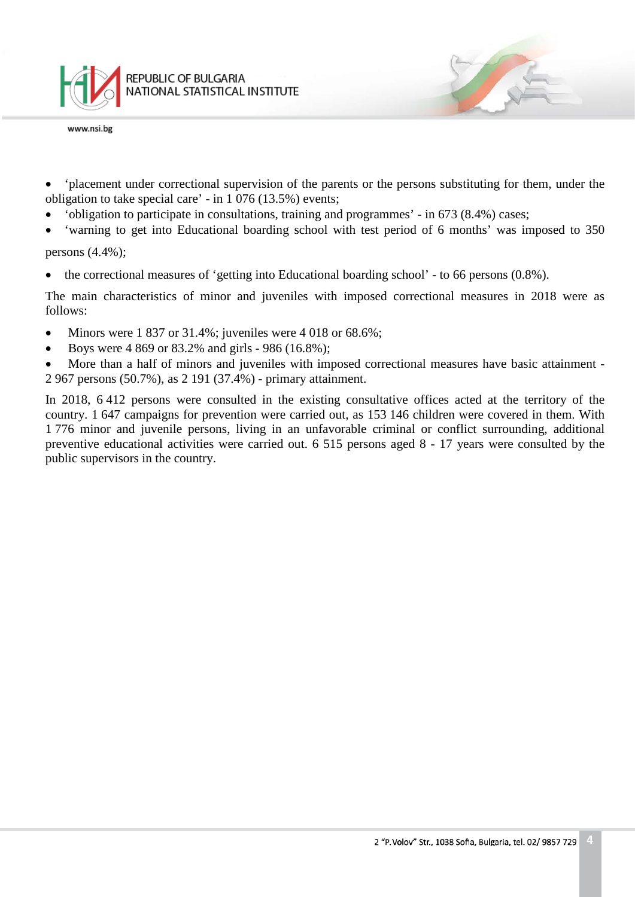- ‘placement under correctional supervision of the parents or the persons substituting for them, under the obligation to take special care’ - in 1 076 (13.5%) events;
- ‘obligation to participate in consultations, training and programmes’ - in 673 (8.4%) cases;
- ‘warning to get into Educational boarding school with test period of 6 months’ was imposed to 350 persons (4.4%);
- the correctional measures of ‘getting into Educational boarding school’ - to 66 persons (0.8%).

The main characteristics of minor and juveniles with imposed correctional measures in 2018 were as follows:

- Minors were 1 837 or 31.4%; juveniles were 4 018 or 68.6%;
- Boys were 4 869 or 83.2% and girls - 986 (16.8%);
- More than a half of minors and juveniles with imposed correctional measures have basic attainment - 2 967 persons (50.7%), as 2 191 (37.4%) - primary attainment.

In 2018, 6 412 persons were consulted in the existing consultative offices acted at the territory of the country. 1 647 campaigns for prevention were carried out, as 153 146 children were covered in them. With 1 776 minor and juvenile persons, living in an unfavorable criminal or conflict surrounding, additional preventive educational activities were carried out. 6 515 persons aged 8 - 17 years were consulted by the public supervisors in the country.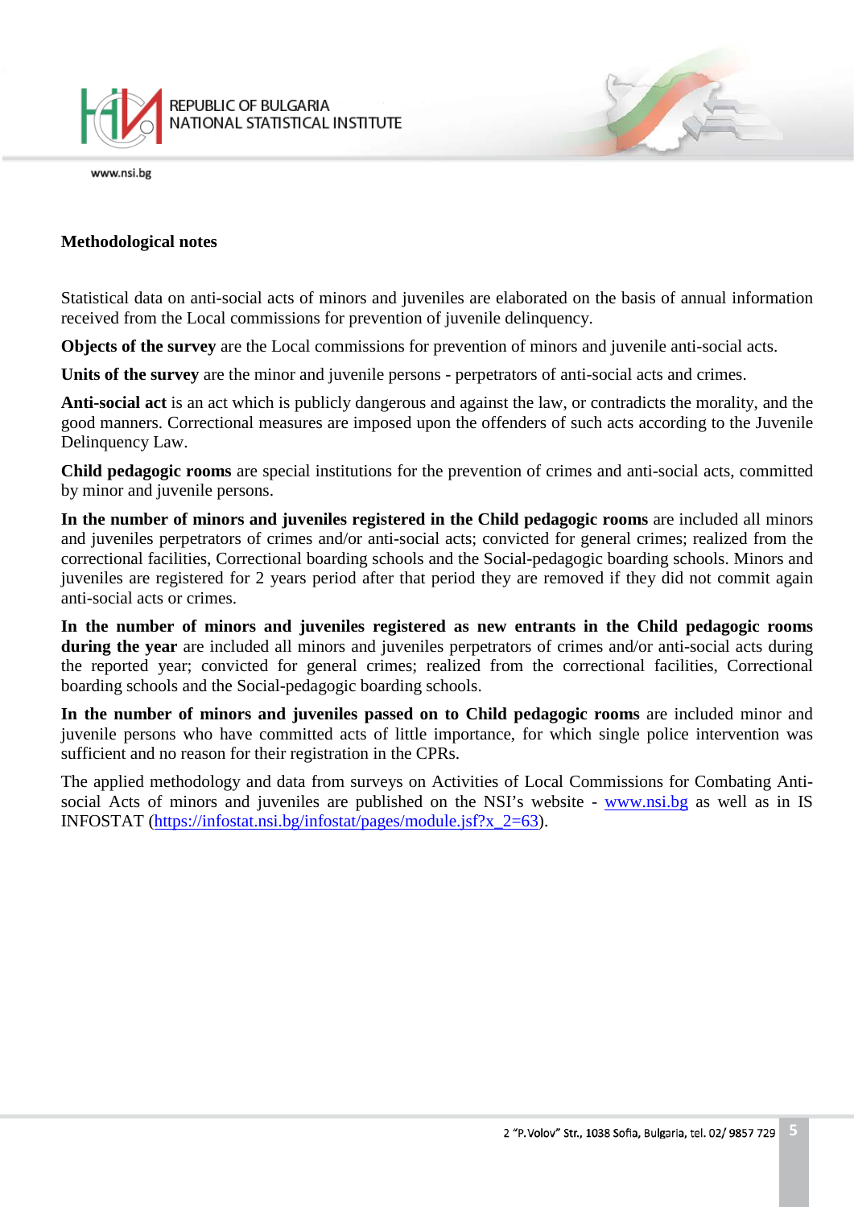## Methodological notes

Statistical data on anti-social acts of minors and juveniles are elaborated on the basis of annual information received from the Local commissions for prevention of juvenile delinquency.

**Objects of the survey** are the Local commissions for prevention of minors and juvenile anti-social acts.

**Units of the survey** are the minor and juvenile persons - perpetrators of anti-social acts and crimes.

**Anti-social act** is an act which is publicly dangerous and against the law, or contradicts the morality, and the good manners. Correctional measures are imposed upon the offenders of such acts according to the Juvenile Delinquency Law.

**Child pedagogic rooms** are special institutions for the prevention of crimes and anti-social acts, committed by minor and juvenile persons.

**In the number of minors and juveniles registered in the Child pedagogic rooms** are included all minors and juveniles perpetrators of crimes and/or anti-social acts; convicted for general crimes; realized from the correctional facilities, Correctional boarding schools and the Social-pedagogic boarding schools. Minors and juveniles are registered for 2 years period after that period they are removed if they did not commit again anti-social acts or crimes.

**In the number of minors and juveniles registered as new entrants in the Child pedagogic rooms during the year** are included all minors and juveniles perpetrators of crimes and/or anti-social acts during the reported year; convicted for general crimes; realized from the correctional facilities, Correctional boarding schools and the Social-pedagogic boarding schools.

**In the number of minors and juveniles passed on to Child pedagogic rooms** are included minor and juvenile persons who have committed acts of little importance, for which single police intervention was sufficient and no reason for their registration in the CPRs.

The applied methodology and data from surveys on Activities of Local Commissions for Combating Anti-social Acts of minors and juveniles are published on the NSI's website - [www.nsi.bg](www.nsi.bg) as well as in IS INFOSTAT ([https://infostat.nsi.bg/infostat/pages/module.jsf?x_2=63](https://infostat.nsi.bg/infostat/pages/module.jsf?x_2=63)).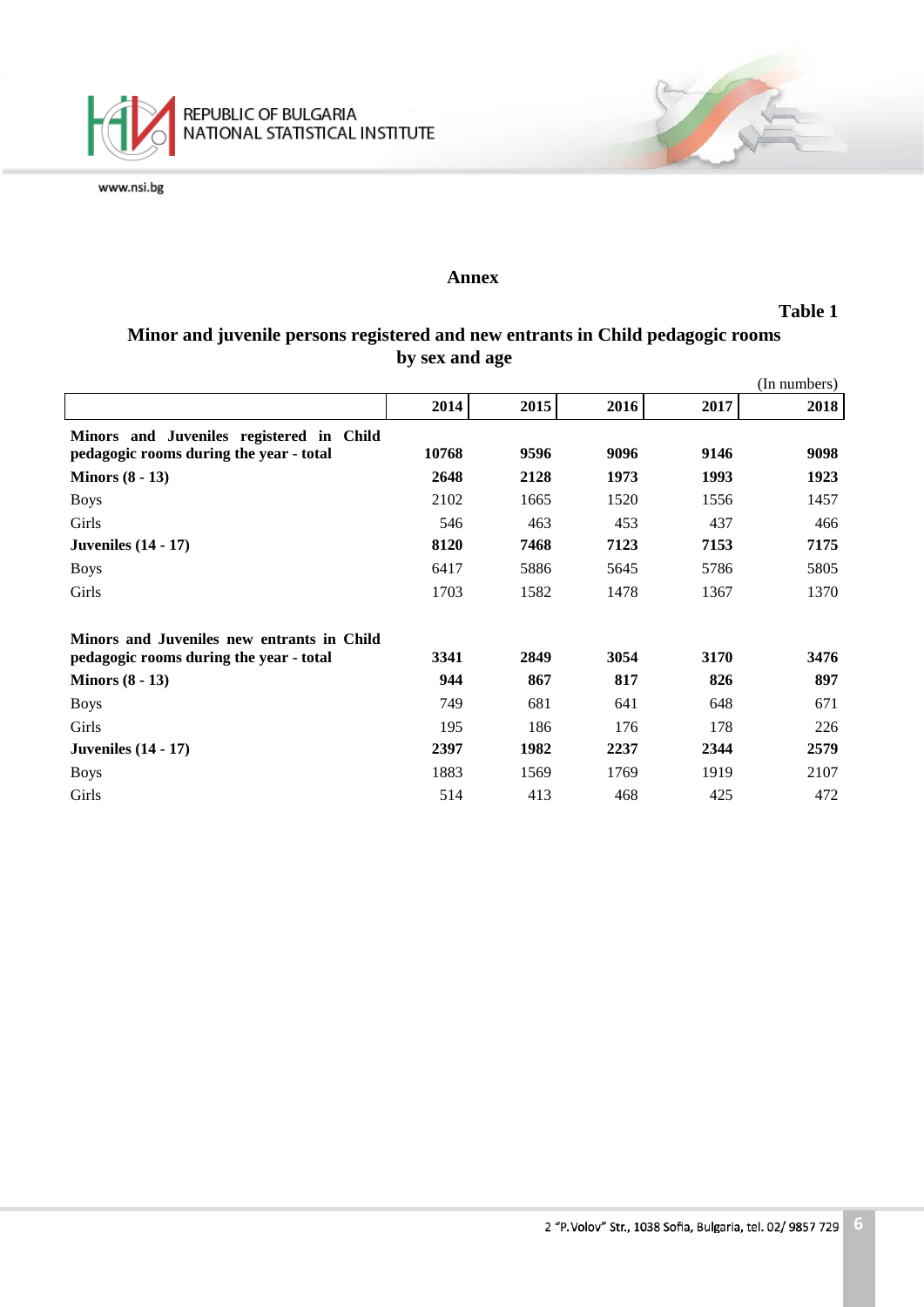## Annex

**Table 1**

**Minor and juvenile persons registered and new entrants in Child pedagogic rooms by sex and age**

(In numbers)

| | 2014 | 2015 | 2016 | 2017 | 2018 |
|---|---|---|---|---|---|
| **Minors and Juveniles registered in Child pedagogic rooms during the year - total** | **10768** | **9596** | **9096** | **9146** | **9098** |
| **Minors (8 - 13)** | **2648** | **2128** | **1973** | **1993** | **1923** |
| Boys | 2102 | 1665 | 1520 | 1556 | 1457 |
| Girls | 546 | 463 | 453 | 437 | 466 |
| **Juveniles (14 - 17)** | **8120** | **7468** | **7123** | **7153** | **7175** |
| Boys | 6417 | 5886 | 5645 | 5786 | 5805 |
| Girls | 1703 | 1582 | 1478 | 1367 | 1370 |
| **Minors and Juveniles new entrants in Child pedagogic rooms during the year - total** | **3341** | **2849** | **3054** | **3170** | **3476** |
| **Minors (8 - 13)** | **944** | **867** | **817** | **826** | **897** |
| Boys | 749 | 681 | 641 | 648 | 671 |
| Girls | 195 | 186 | 176 | 178 | 226 |
| **Juveniles (14 - 17)** | **2397** | **1982** | **2237** | **2344** | **2579** |
| Boys | 1883 | 1569 | 1769 | 1919 | 2107 |
| Girls | 514 | 413 | 468 | 425 | 472 |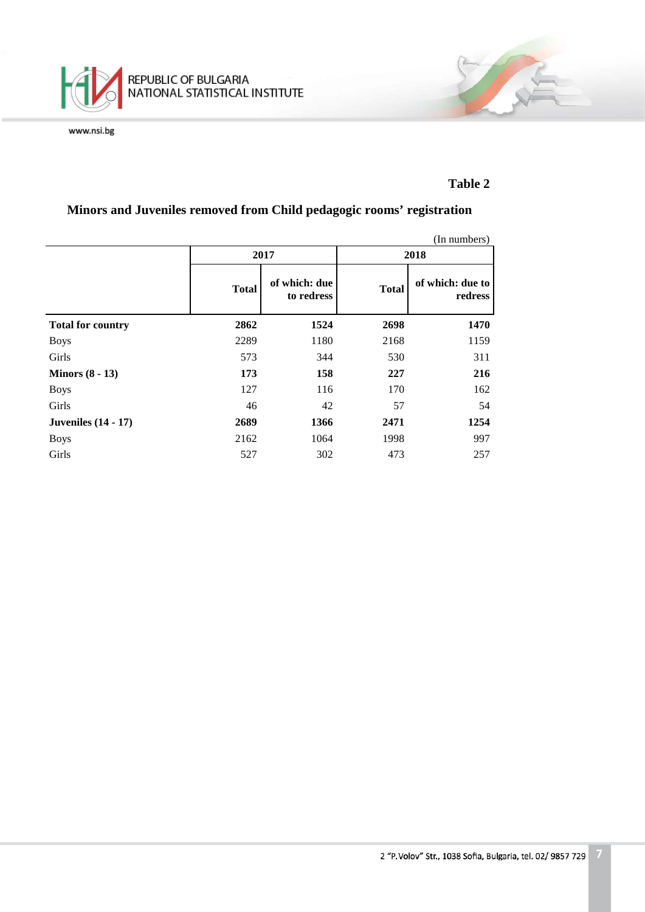**Table 2**

## Minors and Juveniles removed from Child pedagogic rooms' registration

(In numbers)

| | 2017 | | 2018 | |
|---|---|---|---|---|
| | **Total** | **of which: due to redress** | **Total** | **of which: due to redress** |
| **Total for country** | **2862** | **1524** | **2698** | **1470** |
| Boys | 2289 | 1180 | 2168 | 1159 |
| Girls | 573 | 344 | 530 | 311 |
| **Minors (8 - 13)** | **173** | **158** | **227** | **216** |
| Boys | 127 | 116 | 170 | 162 |
| Girls | 46 | 42 | 57 | 54 |
| **Juveniles (14 - 17)** | **2689** | **1366** | **2471** | **1254** |
| Boys | 2162 | 1064 | 1998 | 997 |
| Girls | 527 | 302 | 473 | 257 |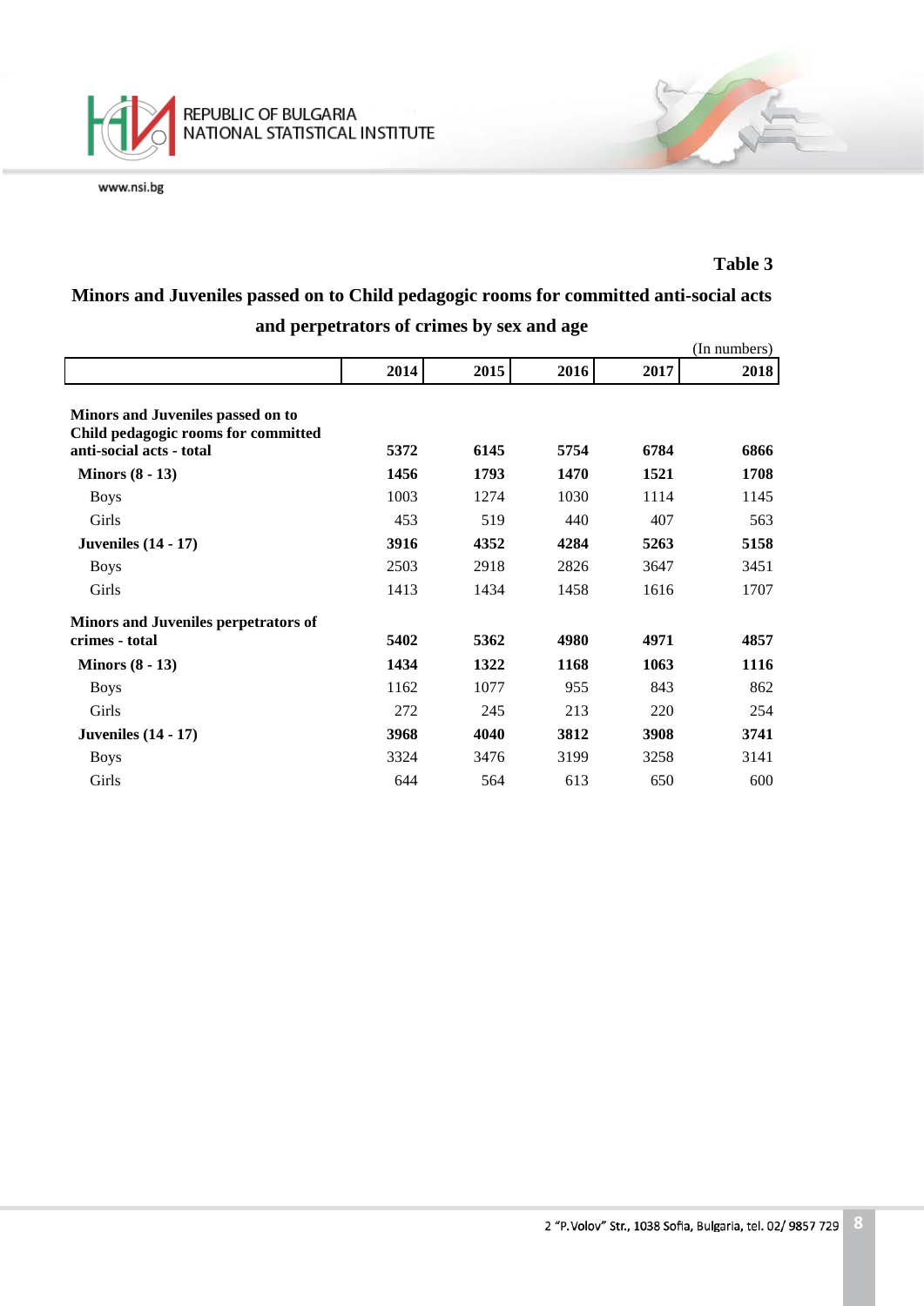**Table 3**

## Minors and Juveniles passed on to Child pedagogic rooms for committed anti-social acts and perpetrators of crimes by sex and age

(In numbers)

| | 2014 | 2015 | 2016 | 2017 | 2018 |
|---|---|---|---|---|---|
| **Minors and Juveniles passed on to Child pedagogic rooms for committed anti-social acts - total** | **5372** | **6145** | **5754** | **6784** | **6866** |
| **Minors (8 - 13)** | **1456** | **1793** | **1470** | **1521** | **1708** |
| Boys | 1003 | 1274 | 1030 | 1114 | 1145 |
| Girls | 453 | 519 | 440 | 407 | 563 |
| **Juveniles (14 - 17)** | **3916** | **4352** | **4284** | **5263** | **5158** |
| Boys | 2503 | 2918 | 2826 | 3647 | 3451 |
| Girls | 1413 | 1434 | 1458 | 1616 | 1707 |
| **Minors and Juveniles perpetrators of crimes - total** | **5402** | **5362** | **4980** | **4971** | **4857** |
| **Minors (8 - 13)** | **1434** | **1322** | **1168** | **1063** | **1116** |
| Boys | 1162 | 1077 | 955 | 843 | 862 |
| Girls | 272 | 245 | 213 | 220 | 254 |
| **Juveniles (14 - 17)** | **3968** | **4040** | **3812** | **3908** | **3741** |
| Boys | 3324 | 3476 | 3199 | 3258 | 3141 |
| Girls | 644 | 564 | 613 | 650 | 600 |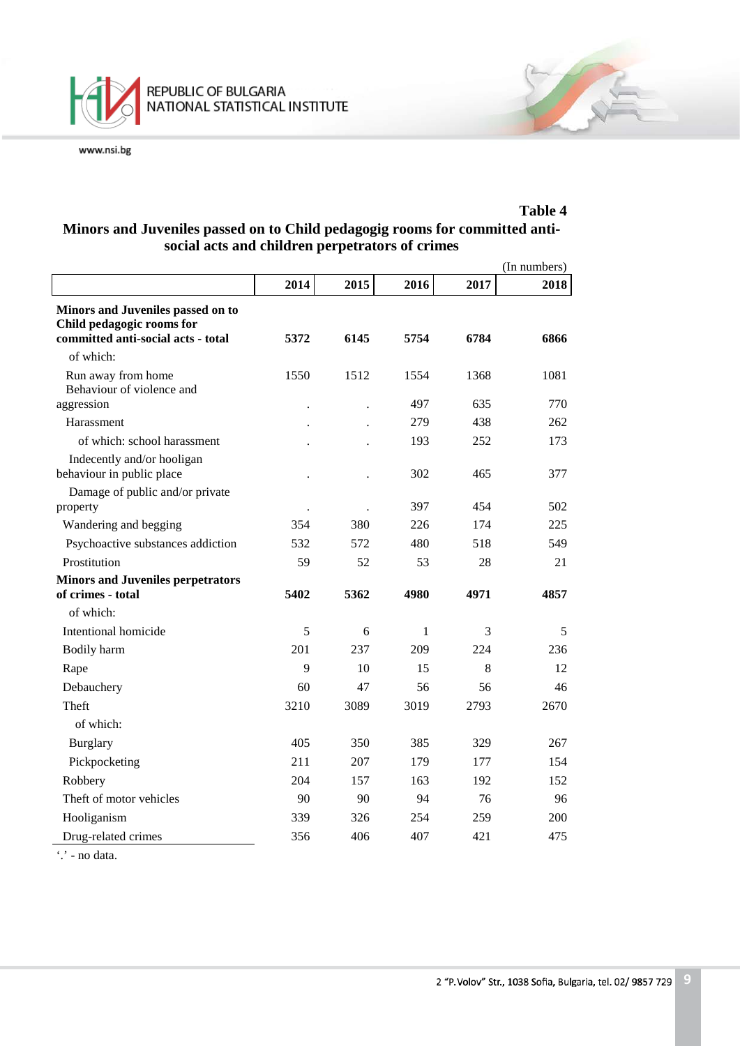**Table 4**

**Minors and Juveniles passed on to Child pedagogig rooms for committed anti-social acts and children perpetrators of crimes**

(In numbers)

| | 2014 | 2015 | 2016 | 2017 | 2018 |
|---|---|---|---|---|---|
| **Minors and Juveniles passed on to Child pedagogic rooms for committed anti-social acts - total** | **5372** | **6145** | **5754** | **6784** | **6866** |
| of which: | | | | | |
| Run away from home | 1550 | 1512 | 1554 | 1368 | 1081 |
| Behaviour of violence and aggression | . | . | 497 | 635 | 770 |
| Harassment | . | . | 279 | 438 | 262 |
| of which: school harassment | . | . | 193 | 252 | 173 |
| Indecently and/or hooligan behaviour in public place | . | . | 302 | 465 | 377 |
| Damage of public and/or private property | . | . | 397 | 454 | 502 |
| Wandering and begging | 354 | 380 | 226 | 174 | 225 |
| Psychoactive substances addiction | 532 | 572 | 480 | 518 | 549 |
| Prostitution | 59 | 52 | 53 | 28 | 21 |
| **Minors and Juveniles perpetrators of crimes - total** | **5402** | **5362** | **4980** | **4971** | **4857** |
| of which: | | | | | |
| Intentional homicide | 5 | 6 | 1 | 3 | 5 |
| Bodily harm | 201 | 237 | 209 | 224 | 236 |
| Rape | 9 | 10 | 15 | 8 | 12 |
| Debauchery | 60 | 47 | 56 | 56 | 46 |
| Theft | 3210 | 3089 | 3019 | 2793 | 2670 |
| of which: | | | | | |
| Burglary | 405 | 350 | 385 | 329 | 267 |
| Pickpocketing | 211 | 207 | 179 | 177 | 154 |
| Robbery | 204 | 157 | 163 | 192 | 152 |
| Theft of motor vehicles | 90 | 90 | 94 | 76 | 96 |
| Hooliganism | 339 | 326 | 254 | 259 | 200 |
| Drug-related crimes | 356 | 406 | 407 | 421 | 475 |

'.' - no data.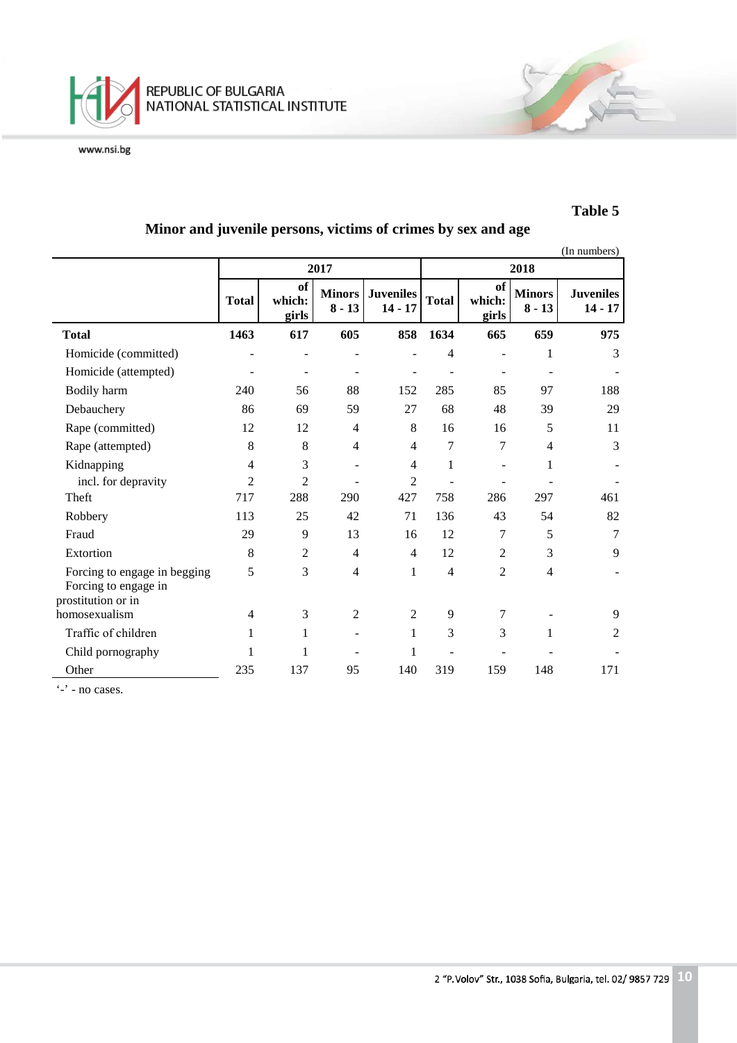**Table 5**

## Minor and juvenile persons, victims of crimes by sex and age

(In numbers)

| | 2017 | | | | 2018 | | | |
|---|---|---|---|---|---|---|---|---|
| | Total | of which: girls | Minors 8 - 13 | Juveniles 14 - 17 | Total | of which: girls | Minors 8 - 13 | Juveniles 14 - 17 |
| **Total** | **1463** | **617** | **605** | **858** | **1634** | **665** | **659** | **975** |
| Homicide (committed) | - | - | - | - | 4 | - | 1 | 3 |
| Homicide (attempted) | - | - | - | - | - | - | - | - |
| Bodily harm | 240 | 56 | 88 | 152 | 285 | 85 | 97 | 188 |
| Debauchery | 86 | 69 | 59 | 27 | 68 | 48 | 39 | 29 |
| Rape (committed) | 12 | 12 | 4 | 8 | 16 | 16 | 5 | 11 |
| Rape (attempted) | 8 | 8 | 4 | 4 | 7 | 7 | 4 | 3 |
| Kidnapping | 4 | 3 | - | 4 | 1 | - | 1 | - |
| incl. for depravity | 2 | 2 | - | 2 | - | - | - | - |
| Theft | 717 | 288 | 290 | 427 | 758 | 286 | 297 | 461 |
| Robbery | 113 | 25 | 42 | 71 | 136 | 43 | 54 | 82 |
| Fraud | 29 | 9 | 13 | 16 | 12 | 7 | 5 | 7 |
| Extortion | 8 | 2 | 4 | 4 | 12 | 2 | 3 | 9 |
| Forcing to engage in begging | 5 | 3 | 4 | 1 | 4 | 2 | 4 | - |
| Forcing to engage in prostitution or in homosexualism | 4 | 3 | 2 | 2 | 9 | 7 | - | 9 |
| Traffic of children | 1 | 1 | - | 1 | 3 | 3 | 1 | 2 |
| Child pornography | 1 | 1 | - | 1 | - | - | - | - |
| Other | 235 | 137 | 95 | 140 | 319 | 159 | 148 | 171 |

'-' - no cases.